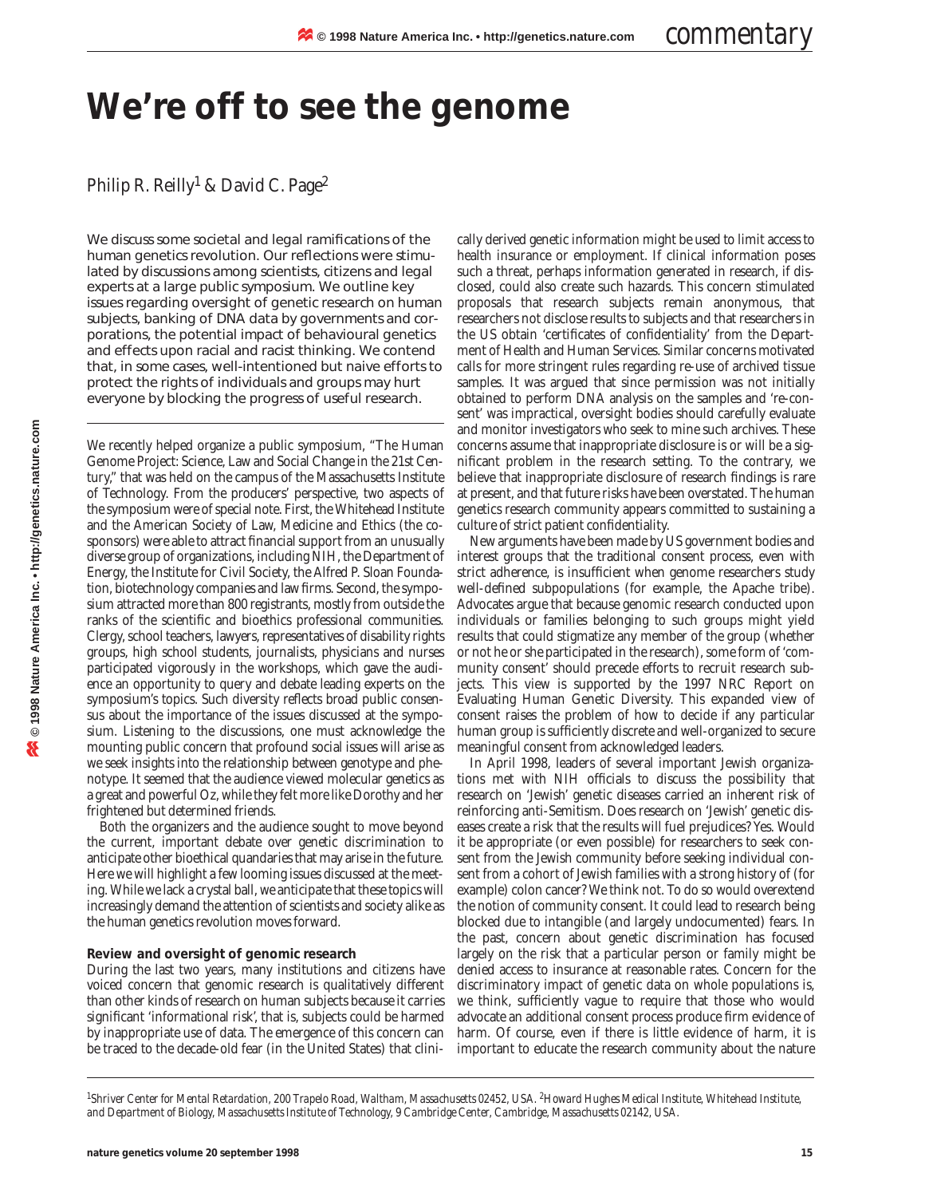# We're off to see the genome

Philip R. Reilly[1] & David C. Page[2]

We discuss some societal and legal ramifications of the human genetics revolution. Our reflections were stimulated by discussions among scientists, citizens and legal experts at a large public symposium. We outline key issues regarding oversight of genetic research on human subjects, banking of DNA data by governments and corporations, the potential impact of behavioural genetics and effects upon racial and racist thinking. We contend that, in some cases, well-intentioned but naive efforts to protect the rights of individuals and groups may hurt everyone by blocking the progress of useful research.

We recently helped organize a public symposium, "The Human Genome Project: Science, Law and Social Change in the 21st Century," that was held on the campus of the Massachusetts Institute of Technology. From the producers' perspective, two aspects of the symposium were of special note. First, the Whitehead Institute and the American Society of Law, Medicine and Ethics (the co-sponsors) were able to attract financial support from an unusually diverse group of organizations, including NIH, the Department of Energy, the Institute for Civil Society, the Alfred P. Sloan Foundation, biotechnology companies and law firms. Second, the symposium attracted more than 800 registrants, mostly from outside the ranks of the scientific and bioethics professional communities. Clergy, school teachers, lawyers, representatives of disability rights groups, high school students, journalists, physicians and nurses participated vigorously in the workshops, which gave the audience an opportunity to query and debate leading experts on the symposium's topics. Such diversity reflects broad public consensus about the importance of the issues discussed at the symposium. Listening to the discussions, one must acknowledge the mounting public concern that profound social issues will arise as we seek insights into the relationship between genotype and phenotype. It seemed that the audience viewed molecular genetics as a great and powerful Oz, while they felt more like Dorothy and her frightened but determined friends.

Both the organizers and the audience sought to move beyond the current, important debate over genetic discrimination to anticipate other bioethical quandaries that may arise in the future. Here we will highlight a few looming issues discussed at the meeting. While we lack a crystal ball, we anticipate that these topics will increasingly demand the attention of scientists and society alike as the human genetics revolution moves forward.

**Review and oversight of genomic research**

During the last two years, many institutions and citizens have voiced concern that genomic research is qualitatively different than other kinds of research on human subjects because it carries significant 'informational risk', that is, subjects could be harmed by inappropriate use of data. The emergence of this concern can be traced to the decade-old fear (in the United States) that clinically derived genetic information might be used to limit access to health insurance or employment. If clinical information poses such a threat, perhaps information generated in research, if disclosed, could also create such hazards. This concern stimulated proposals that research subjects remain anonymous, that researchers not disclose results to subjects and that researchers in the US obtain 'certificates of confidentiality' from the Department of Health and Human Services. Similar concerns motivated calls for more stringent rules regarding re-use of archived tissue samples. It was argued that since permission was not initially obtained to perform DNA analysis on the samples and 're-consent' was impractical, oversight bodies should carefully evaluate and monitor investigators who seek to mine such archives. These concerns assume that inappropriate disclosure is or will be a significant problem in the research setting. To the contrary, we believe that inappropriate disclosure of research findings is rare at present, and that future risks have been overstated. The human genetics research community appears committed to sustaining a culture of strict patient confidentiality.

New arguments have been made by US government bodies and interest groups that the traditional consent process, even with strict adherence, is insufficient when genome researchers study well-defined subpopulations (for example, the Apache tribe). Advocates argue that because genomic research conducted upon individuals or families belonging to such groups might yield results that could stigmatize any member of the group (whether or not he or she participated in the research), some form of 'community consent' should precede efforts to recruit research subjects. This view is supported by the 1997 NRC Report on Evaluating Human Genetic Diversity. This expanded view of consent raises the problem of how to decide if any particular human group is sufficiently discrete and well-organized to secure meaningful consent from acknowledged leaders.

In April 1998, leaders of several important Jewish organizations met with NIH officials to discuss the possibility that research on 'Jewish' genetic diseases carried an inherent risk of reinforcing anti-Semitism. Does research on 'Jewish' genetic diseases create a risk that the results will fuel prejudices? Yes. Would it be appropriate (or even possible) for researchers to seek consent from the Jewish community before seeking individual consent from a cohort of Jewish families with a strong history of (for example) colon cancer? We think not. To do so would overextend the notion of community consent. It could lead to research being blocked due to intangible (and largely undocumented) fears. In the past, concern about genetic discrimination has focused largely on the risk that a particular person or family might be denied access to insurance at reasonable rates. Concern for the discriminatory impact of genetic data on whole populations is, we think, sufficiently vague to require that those who would advocate an additional consent process produce firm evidence of harm. Of course, even if there is little evidence of harm, it is important to educate the research community about the nature

[1]*Shriver Center for Mental Retardation, 200 Trapelo Road, Waltham, Massachusetts 02452, USA.* [2]*Howard Hughes Medical Institute, Whitehead Institute, and Department of Biology, Massachusetts Institute of Technology, 9 Cambridge Center, Cambridge, Massachusetts 02142, USA.*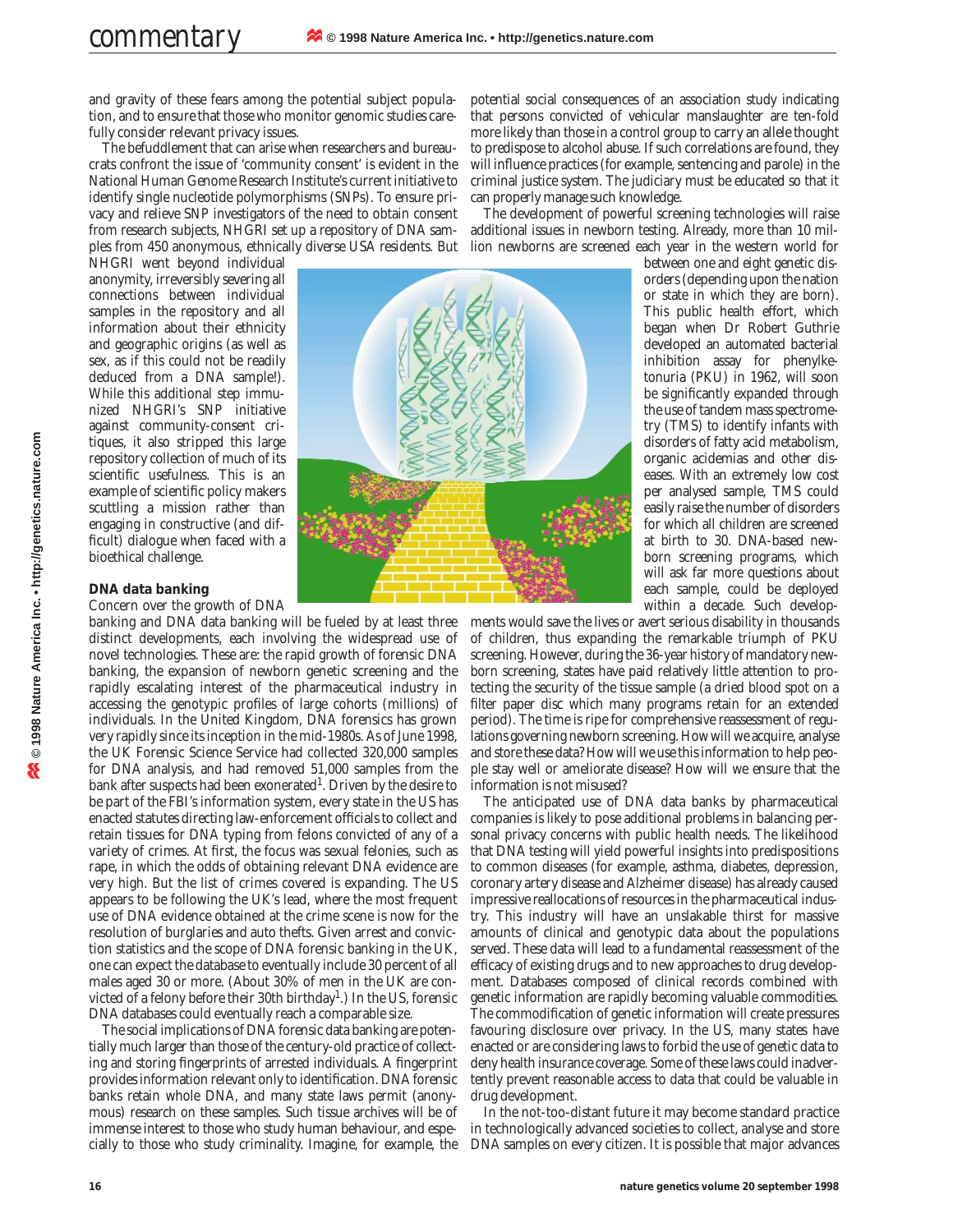and gravity of these fears among the potential subject population, and to ensure that those who monitor genomic studies carefully consider relevant privacy issues.

The befuddlement that can arise when researchers and bureaucrats confront the issue of 'community consent' is evident in the National Human Genome Research Institute's current initiative to identify single nucleotide polymorphisms (SNPs). To ensure privacy and relieve SNP investigators of the need to obtain consent from research subjects, NHGRI set up a repository of DNA samples from 450 anonymous, ethnically diverse USA residents. But NHGRI went beyond individual anonymity, irreversibly severing all connections between individual samples in the repository and all information about their ethnicity and geographic origins (as well as sex, as if this could not be readily deduced from a DNA sample!). While this additional step immunized NHGRI's SNP initiative against community-consent critiques, it also stripped this large repository collection of much of its scientific usefulness. This is an example of scientific policy makers scuttling a mission rather than engaging in constructive (and difficult) dialogue when faced with a bioethical challenge.

**DNA data banking**

Concern over the growth of DNA banking and DNA data banking will be fueled by at least three distinct developments, each involving the widespread use of novel technologies. These are: the rapid growth of forensic DNA banking, the expansion of newborn genetic screening and the rapidly escalating interest of the pharmaceutical industry in accessing the genotypic profiles of large cohorts (millions) of individuals. In the United Kingdom, DNA forensics has grown very rapidly since its inception in the mid-1980s. As of June 1998, the UK Forensic Science Service had collected 320,000 samples for DNA analysis, and had removed 51,000 samples from the bank after suspects had been exonerated[1]. Driven by the desire to be part of the FBI's information system, every state in the US has enacted statutes directing law-enforcement officials to collect and retain tissues for DNA typing from felons convicted of any of a variety of crimes. At first, the focus was sexual felonies, such as rape, in which the odds of obtaining relevant DNA evidence are very high. But the list of crimes covered is expanding. The US appears to be following the UK's lead, where the most frequent use of DNA evidence obtained at the crime scene is now for the resolution of burglaries and auto thefts. Given arrest and conviction statistics and the scope of DNA forensic banking in the UK, one can expect the database to eventually include 30 percent of all males aged 30 or more. (About 30% of men in the UK are convicted of a felony before their 30th birthday[1].) In the US, forensic DNA databases could eventually reach a comparable size.

The social implications of DNA forensic data banking are potentially much larger than those of the century-old practice of collecting and storing fingerprints of arrested individuals. A fingerprint provides information relevant only to identification. DNA forensic banks retain whole DNA, and many state laws permit (anonymous) research on these samples. Such tissue archives will be of immense interest to those who study human behaviour, and especially to those who study criminality. Imagine, for example, the potential social consequences of an association study indicating that persons convicted of vehicular manslaughter are ten-fold more likely than those in a control group to carry an allele thought to predispose to alcohol abuse. If such correlations are found, they will influence practices (for example, sentencing and parole) in the criminal justice system. The judiciary must be educated so that it can properly manage such knowledge.

The development of powerful screening technologies will raise additional issues in newborn testing. Already, more than 10 million newborns are screened each year in the western world for between one and eight genetic disorders (depending upon the nation or state in which they are born). This public health effort, which began when Dr Robert Guthrie developed an automated bacterial inhibition assay for phenylketonuria (PKU) in 1962, will soon be significantly expanded through the use of tandem mass spectrometry (TMS) to identify infants with disorders of fatty acid metabolism, organic acidemias and other diseases. With an extremely low cost per analysed sample, TMS could easily raise the number of disorders for which all children are screened at birth to 30. DNA-based newborn screening programs, which will ask far more questions about each sample, could be deployed within a decade. Such developments would save the lives or avert serious disability in thousands of children, thus expanding the remarkable triumph of PKU screening. However, during the 36-year history of mandatory newborn screening, states have paid relatively little attention to protecting the security of the tissue sample (a dried blood spot on a filter paper disc which many programs retain for an extended period). The time is ripe for comprehensive reassessment of regulations governing newborn screening. How will we acquire, analyse and store these data? How will we use this information to help people stay well or ameliorate disease? How will we ensure that the information is not misused?

The anticipated use of DNA data banks by pharmaceutical companies is likely to pose additional problems in balancing personal privacy concerns with public health needs. The likelihood that DNA testing will yield powerful insights into predispositions to common diseases (for example, asthma, diabetes, depression, coronary artery disease and Alzheimer disease) has already caused impressive reallocations of resources in the pharmaceutical industry. This industry will have an unslakable thirst for massive amounts of clinical and genotypic data about the populations served. These data will lead to a fundamental reassessment of the efficacy of existing drugs and to new approaches to drug development. Databases composed of clinical records combined with genetic information are rapidly becoming valuable commodities. The commodification of genetic information will create pressures favouring disclosure over privacy. In the US, many states have enacted or are considering laws to forbid the use of genetic data to deny health insurance coverage. Some of these laws could inadvertently prevent reasonable access to data that could be valuable in drug development.

In the not-too-distant future it may become standard practice in technologically advanced societies to collect, analyse and store DNA samples on every citizen. It is possible that major advances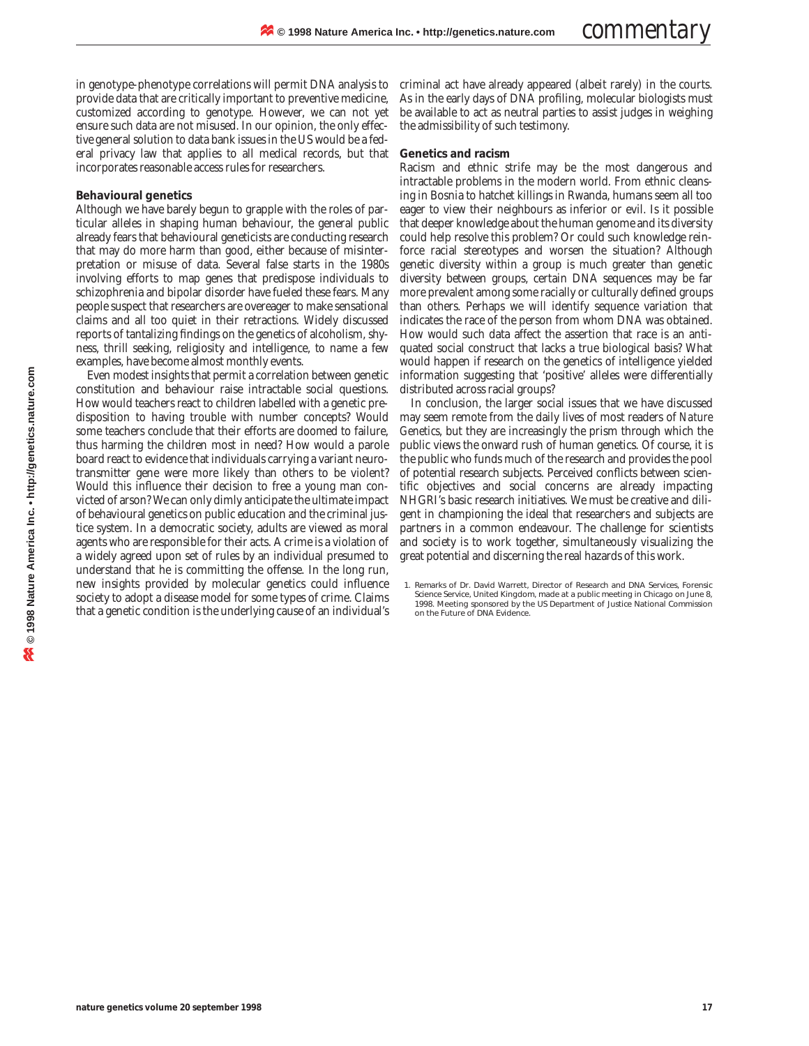in genotype-phenotype correlations will permit DNA analysis to provide data that are critically important to preventive medicine, customized according to genotype. However, we can not yet ensure such data are not misused. In our opinion, the only effective general solution to data bank issues in the US would be a federal privacy law that applies to all medical records, but that incorporates reasonable access rules for researchers.

**Behavioural genetics**

Although we have barely begun to grapple with the roles of particular alleles in shaping human behaviour, the general public already fears that behavioural geneticists are conducting research that may do more harm than good, either because of misinterpretation or misuse of data. Several false starts in the 1980s involving efforts to map genes that predispose individuals to schizophrenia and bipolar disorder have fueled these fears. Many people suspect that researchers are overeager to make sensational claims and all too quiet in their retractions. Widely discussed reports of tantalizing findings on the genetics of alcoholism, shyness, thrill seeking, religiosity and intelligence, to name a few examples, have become almost monthly events.

Even modest insights that permit a correlation between genetic constitution and behaviour raise intractable social questions. How would teachers react to children labelled with a genetic predisposition to having trouble with number concepts? Would some teachers conclude that their efforts are doomed to failure, thus harming the children most in need? How would a parole board react to evidence that individuals carrying a variant neurotransmitter gene were more likely than others to be violent? Would this influence their decision to free a young man convicted of arson? We can only dimly anticipate the ultimate impact of behavioural genetics on public education and the criminal justice system. In a democratic society, adults are viewed as moral agents who are responsible for their acts. A crime is a violation of a widely agreed upon set of rules by an individual presumed to understand that he is committing the offense. In the long run, new insights provided by molecular genetics could influence society to adopt a disease model for some types of crime. Claims that a genetic condition is the underlying cause of an individual's criminal act have already appeared (albeit rarely) in the courts. As in the early days of DNA profiling, molecular biologists must be available to act as neutral parties to assist judges in weighing the admissibility of such testimony.

**Genetics and racism**

Racism and ethnic strife may be the most dangerous and intractable problems in the modern world. From ethnic cleansing in Bosnia to hatchet killings in Rwanda, humans seem all too eager to view their neighbours as inferior or evil. Is it possible that deeper knowledge about the human genome and its diversity could help resolve this problem? Or could such knowledge reinforce racial stereotypes and worsen the situation? Although genetic diversity within a group is much greater than genetic diversity between groups, certain DNA sequences may be far more prevalent among some racially or culturally defined groups than others. Perhaps we will identify sequence variation that indicates the race of the person from whom DNA was obtained. How would such data affect the assertion that race is an antiquated social construct that lacks a true biological basis? What would happen if research on the genetics of intelligence yielded information suggesting that 'positive' alleles were differentially distributed across racial groups?

In conclusion, the larger social issues that we have discussed may seem remote from the daily lives of most readers of *Nature Genetics*, but they are increasingly the prism through which the public views the onward rush of human genetics. Of course, it is the public who funds much of the research and provides the pool of potential research subjects. Perceived conflicts between scientific objectives and social concerns are already impacting NHGRI's basic research initiatives. We must be creative and diligent in championing the ideal that researchers and subjects are partners in a common endeavour. The challenge for scientists and society is to work together, simultaneously visualizing the great potential and discerning the real hazards of this work.

1. Remarks of Dr. David Warrett, Director of Research and DNA Services, Forensic Science Service, United Kingdom, made at a public meeting in Chicago on June 8, 1998. Meeting sponsored by the US Department of Justice National Commission on the Future of DNA Evidence.